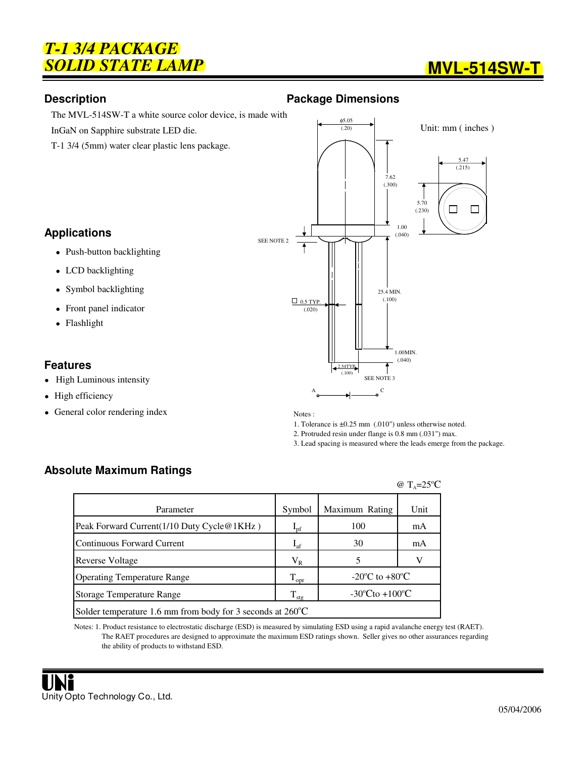# *T-1 3/4 PACKAGE SOLID STATE LAMP*

# MVL-514SW-T

## Description

The MVL-514SW-T a white source color device, is made with InGaN on Sapphire substrate LED die.

T-1 3/4 (5mm) water clear plastic lens package.

## Package Dimensions

Unit: mm ( inches )

Notes :

1. Tolerance is ±0.25 mm (.010") unless otherwise noted.
2. Protruded resin under flange is 0.8 mm (.031") max.
3. Lead spacing is measured where the leads emerge from the package.

## Applications

- Push-button backlighting
- LCD backlighting
- Symbol backlighting
- Front panel indicator
- Flashlight

## Features

- High Luminous intensity
- High efficiency
- General color rendering index

## Absolute Maximum Ratings

@ $T_A$=25°C

| Parameter | Symbol | Maximum Rating | Unit |
|---|---|---|---|
| Peak Forward Current(1/10 Duty Cycle@1KHz ) | $I_{pf}$ | 100 | mA |
| Continuous Forward Current | $I_{af}$ | 30 | mA |
| Reverse Voltage | $V_R$ | 5 | V |
| Operating Temperature Range | $T_{opr}$ | -20°C to +80°C | |
| Storage Temperature Range | $T_{stg}$ | -30°Cto +100°C | |
| Solder temperature 1.6 mm from body for 3 seconds at 260°C | | | |

Notes: 1. Product resistance to electrostatic discharge (ESD) is measured by simulating ESD using a rapid avalanche energy test (RAET). The RAET procedures are designed to approximate the maximum ESD ratings shown. Seller gives no other assurances regarding the ability of products to withstand ESD.

Unity Opto Technology Co., Ltd.

05/04/2006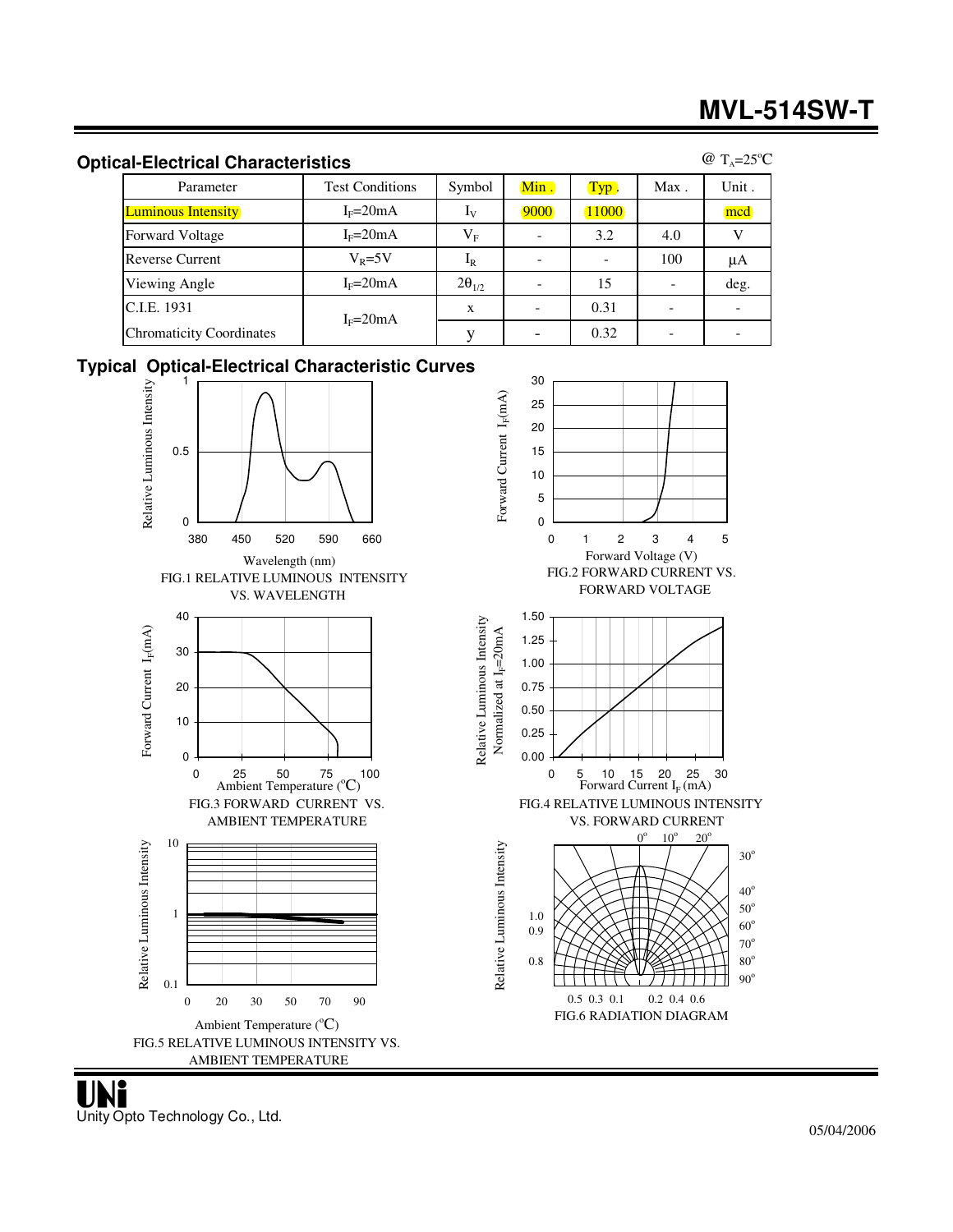# MVL-514SW-T

## Optical-Electrical Characteristics

@ $T_A$=25°C

| Parameter | Test Conditions | Symbol | Min . | Typ . | Max . | Unit . |
|---|---|---|---|---|---|---|
| Luminous Intensity | $I_F$=20mA | $I_V$ | 9000 | 11000 | | mcd |
| Forward Voltage | $I_F$=20mA | $V_F$ | - | 3.2 | 4.0 | V |
| Reverse Current | $V_R$=5V | $I_R$ | - | - | 100 | μA |
| Viewing Angle | $I_F$=20mA | $2\theta_{1/2}$ | - | 15 | - | deg. |
| C.I.E. 1931 | $I_F$=20mA | x | - | 0.31 | - | - |
| Chromaticity Coordinates | | y | - | 0.32 | - | - |

## Typical Optical-Electrical Characteristic Curves

Relative Luminous Intensity
1
0.5
0
380 450 520 590 660
Wavelength (nm)

FIG.1 RELATIVE LUMINOUS INTENSITY VS. WAVELENGTH

Forward Current $I_F$(mA)
30 25 20 15 10 5 0
0 1 2 3 4 5
Forward Voltage (V)

FIG.2 FORWARD CURRENT VS. FORWARD VOLTAGE

Forward Current $I_F$(mA)
40 30 20 10 0
0 25 50 75 100
Ambient Temperature (°C)

FIG.3 FORWARD CURRENT VS. AMBIENT TEMPERATURE

Relative Luminous Intensity Normalized at $I_F$=20mA
1.50 1.25 1.00 0.75 0.50 0.25 0.00
0 5 10 15 20 25 30
Forward Current $I_F$ (mA)

FIG.4 RELATIVE LUMINOUS INTENSITY VS. FORWARD CURRENT

Relative Luminous Intensity
10
1
0.1
0 20 30 50 70 90
Ambient Temperature (°C)

FIG.5 RELATIVE LUMINOUS INTENSITY VS. AMBIENT TEMPERATURE

Relative Luminous Intensity
0° 10° 20° 30° 40° 50° 60° 70° 80° 90°
1.0
0.9
0.8
0.5 0.3 0.1 0.2 0.4 0.6

FIG.6 RADIATION DIAGRAM

Unity Opto Technology Co., Ltd.

05/04/2006